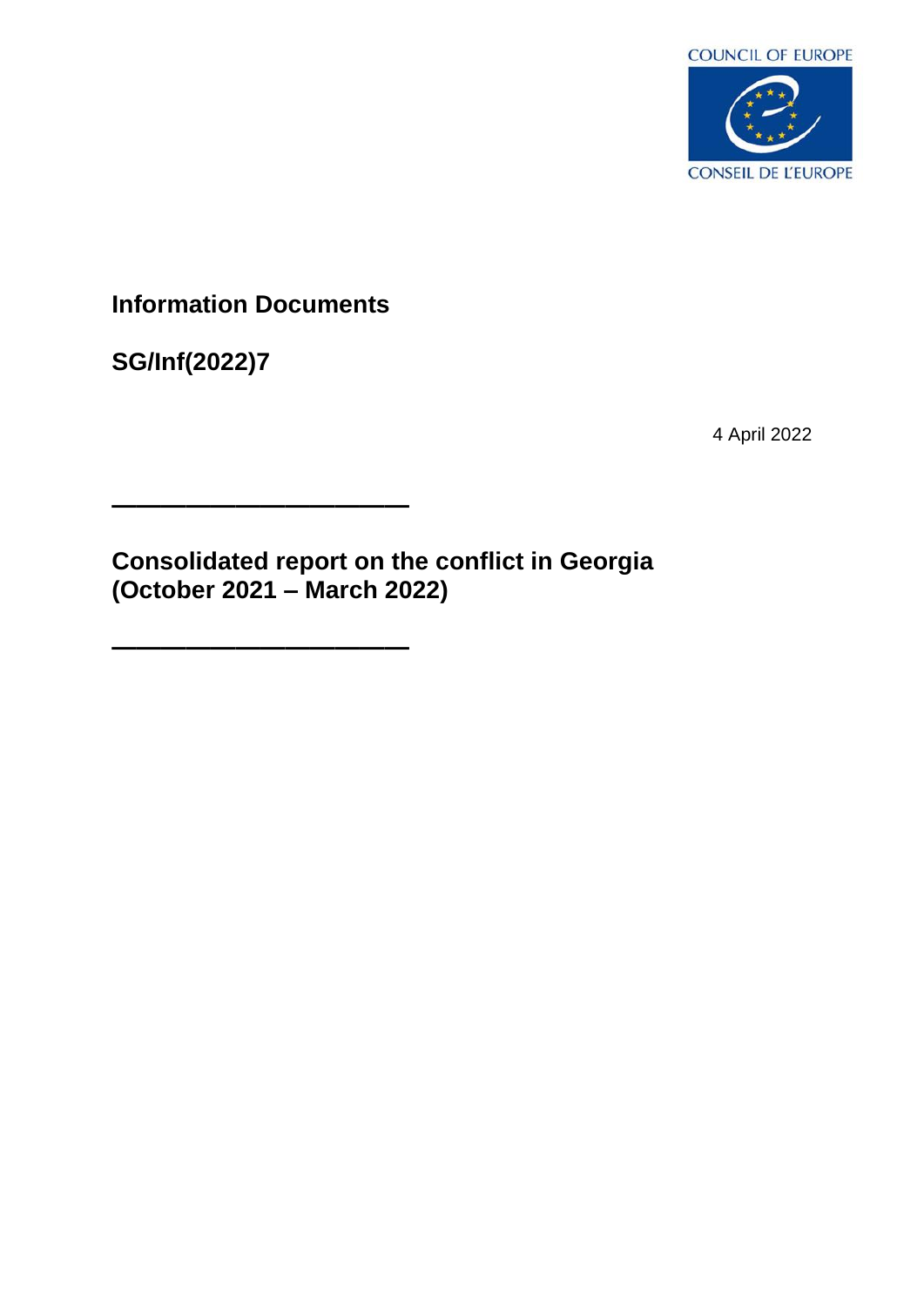COUNCIL OF EUROPE

CONSEIL DE L'EUROPE

**Information Documents**

**SG/Inf(2022)7**

4 April 2022

---

# Consolidated report on the conflict in Georgia (October 2021 – March 2022)

---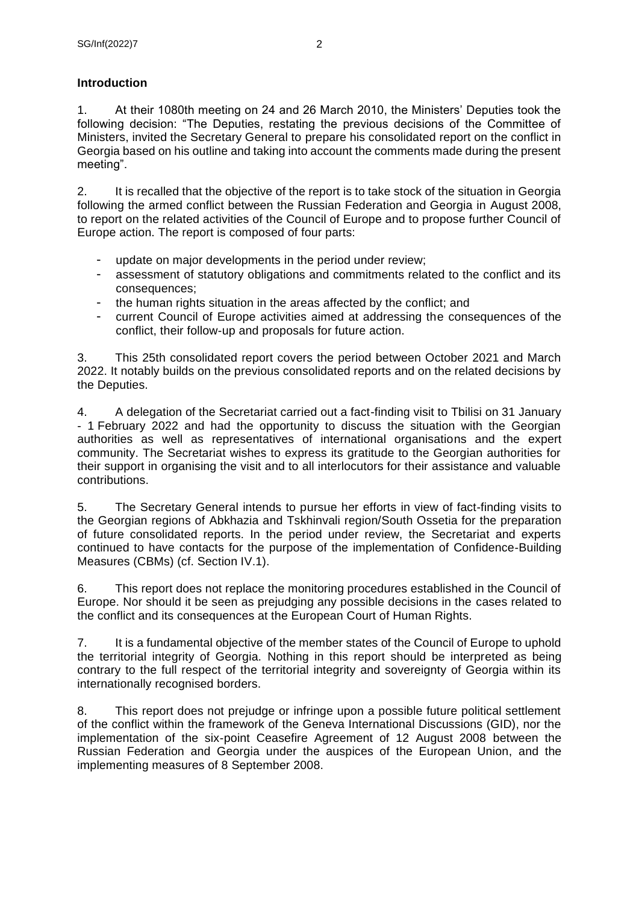## Introduction

1. At their 1080th meeting on 24 and 26 March 2010, the Ministers' Deputies took the following decision: "The Deputies, restating the previous decisions of the Committee of Ministers, invited the Secretary General to prepare his consolidated report on the conflict in Georgia based on his outline and taking into account the comments made during the present meeting".

2. It is recalled that the objective of the report is to take stock of the situation in Georgia following the armed conflict between the Russian Federation and Georgia in August 2008, to report on the related activities of the Council of Europe and to propose further Council of Europe action. The report is composed of four parts:

- update on major developments in the period under review;
- assessment of statutory obligations and commitments related to the conflict and its consequences;
- the human rights situation in the areas affected by the conflict; and
- current Council of Europe activities aimed at addressing the consequences of the conflict, their follow-up and proposals for future action.

3. This 25th consolidated report covers the period between October 2021 and March 2022. It notably builds on the previous consolidated reports and on the related decisions by the Deputies.

4. A delegation of the Secretariat carried out a fact-finding visit to Tbilisi on 31 January - 1 February 2022 and had the opportunity to discuss the situation with the Georgian authorities as well as representatives of international organisations and the expert community. The Secretariat wishes to express its gratitude to the Georgian authorities for their support in organising the visit and to all interlocutors for their assistance and valuable contributions.

5. The Secretary General intends to pursue her efforts in view of fact-finding visits to the Georgian regions of Abkhazia and Tskhinvali region/South Ossetia for the preparation of future consolidated reports. In the period under review, the Secretariat and experts continued to have contacts for the purpose of the implementation of Confidence-Building Measures (CBMs) (cf. Section IV.1).

6. This report does not replace the monitoring procedures established in the Council of Europe. Nor should it be seen as prejudging any possible decisions in the cases related to the conflict and its consequences at the European Court of Human Rights.

7. It is a fundamental objective of the member states of the Council of Europe to uphold the territorial integrity of Georgia. Nothing in this report should be interpreted as being contrary to the full respect of the territorial integrity and sovereignty of Georgia within its internationally recognised borders.

8. This report does not prejudge or infringe upon a possible future political settlement of the conflict within the framework of the Geneva International Discussions (GID), nor the implementation of the six-point Ceasefire Agreement of 12 August 2008 between the Russian Federation and Georgia under the auspices of the European Union, and the implementing measures of 8 September 2008.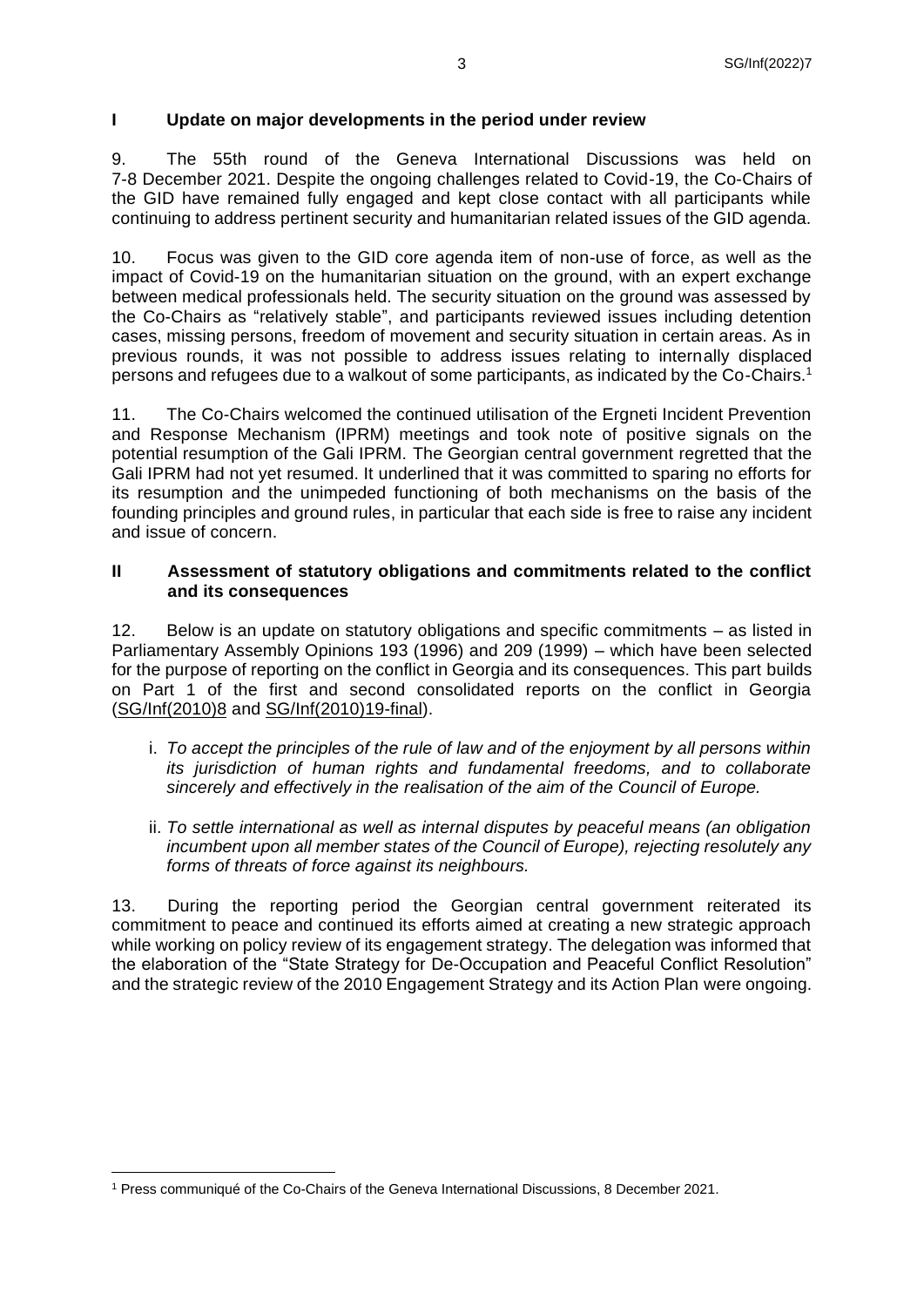## I Update on major developments in the period under review

9. The 55th round of the Geneva International Discussions was held on 7-8 December 2021. Despite the ongoing challenges related to Covid-19, the Co-Chairs of the GID have remained fully engaged and kept close contact with all participants while continuing to address pertinent security and humanitarian related issues of the GID agenda.

10. Focus was given to the GID core agenda item of non-use of force, as well as the impact of Covid-19 on the humanitarian situation on the ground, with an expert exchange between medical professionals held. The security situation on the ground was assessed by the Co-Chairs as "relatively stable", and participants reviewed issues including detention cases, missing persons, freedom of movement and security situation in certain areas. As in previous rounds, it was not possible to address issues relating to internally displaced persons and refugees due to a walkout of some participants, as indicated by the Co-Chairs.[1]

11. The Co-Chairs welcomed the continued utilisation of the Ergneti Incident Prevention and Response Mechanism (IPRM) meetings and took note of positive signals on the potential resumption of the Gali IPRM. The Georgian central government regretted that the Gali IPRM had not yet resumed. It underlined that it was committed to sparing no efforts for its resumption and the unimpeded functioning of both mechanisms on the basis of the founding principles and ground rules, in particular that each side is free to raise any incident and issue of concern.

## II Assessment of statutory obligations and commitments related to the conflict and its consequences

12. Below is an update on statutory obligations and specific commitments – as listed in Parliamentary Assembly Opinions 193 (1996) and 209 (1999) – which have been selected for the purpose of reporting on the conflict in Georgia and its consequences. This part builds on Part 1 of the first and second consolidated reports on the conflict in Georgia (SG/Inf(2010)8 and SG/Inf(2010)19-final).

i. *To accept the principles of the rule of law and of the enjoyment by all persons within its jurisdiction of human rights and fundamental freedoms, and to collaborate sincerely and effectively in the realisation of the aim of the Council of Europe.*

ii. *To settle international as well as internal disputes by peaceful means (an obligation incumbent upon all member states of the Council of Europe), rejecting resolutely any forms of threats of force against its neighbours.*

13. During the reporting period the Georgian central government reiterated its commitment to peace and continued its efforts aimed at creating a new strategic approach while working on policy review of its engagement strategy. The delegation was informed that the elaboration of the "State Strategy for De-Occupation and Peaceful Conflict Resolution" and the strategic review of the 2010 Engagement Strategy and its Action Plan were ongoing.

[1] Press communiqué of the Co-Chairs of the Geneva International Discussions, 8 December 2021.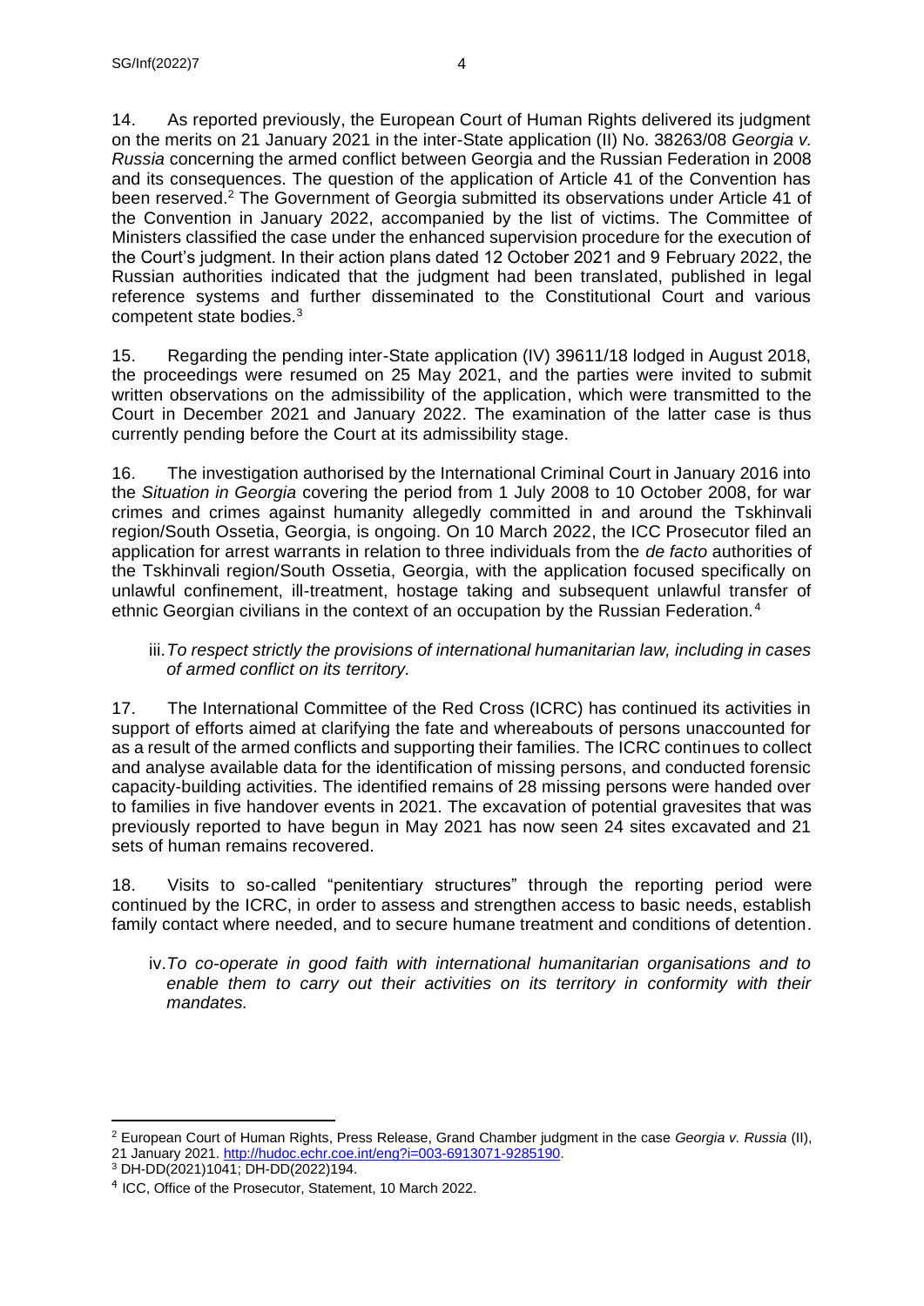14. As reported previously, the European Court of Human Rights delivered its judgment on the merits on 21 January 2021 in the inter-State application (II) No. 38263/08 *Georgia v. Russia* concerning the armed conflict between Georgia and the Russian Federation in 2008 and its consequences. The question of the application of Article 41 of the Convention has been reserved.[2] The Government of Georgia submitted its observations under Article 41 of the Convention in January 2022, accompanied by the list of victims. The Committee of Ministers classified the case under the enhanced supervision procedure for the execution of the Court's judgment. In their action plans dated 12 October 2021 and 9 February 2022, the Russian authorities indicated that the judgment had been translated, published in legal reference systems and further disseminated to the Constitutional Court and various competent state bodies.[3]

15. Regarding the pending inter-State application (IV) 39611/18 lodged in August 2018, the proceedings were resumed on 25 May 2021, and the parties were invited to submit written observations on the admissibility of the application, which were transmitted to the Court in December 2021 and January 2022. The examination of the latter case is thus currently pending before the Court at its admissibility stage.

16. The investigation authorised by the International Criminal Court in January 2016 into the *Situation in Georgia* covering the period from 1 July 2008 to 10 October 2008, for war crimes and crimes against humanity allegedly committed in and around the Tskhinvali region/South Ossetia, Georgia, is ongoing. On 10 March 2022, the ICC Prosecutor filed an application for arrest warrants in relation to three individuals from the *de facto* authorities of the Tskhinvali region/South Ossetia, Georgia, with the application focused specifically on unlawful confinement, ill-treatment, hostage taking and subsequent unlawful transfer of ethnic Georgian civilians in the context of an occupation by the Russian Federation.[4]

iii. *To respect strictly the provisions of international humanitarian law, including in cases of armed conflict on its territory.*

17. The International Committee of the Red Cross (ICRC) has continued its activities in support of efforts aimed at clarifying the fate and whereabouts of persons unaccounted for as a result of the armed conflicts and supporting their families. The ICRC continues to collect and analyse available data for the identification of missing persons, and conducted forensic capacity-building activities. The identified remains of 28 missing persons were handed over to families in five handover events in 2021. The excavation of potential gravesites that was previously reported to have begun in May 2021 has now seen 24 sites excavated and 21 sets of human remains recovered.

18. Visits to so-called "penitentiary structures" through the reporting period were continued by the ICRC, in order to assess and strengthen access to basic needs, establish family contact where needed, and to secure humane treatment and conditions of detention.

iv. *To co-operate in good faith with international humanitarian organisations and to enable them to carry out their activities on its territory in conformity with their mandates.*

---

[2] European Court of Human Rights, Press Release, Grand Chamber judgment in the case *Georgia v. Russia* (II), 21 January 2021. http://hudoc.echr.coe.int/eng?i=003-6913071-9285190.

[3] DH-DD(2021)1041; DH-DD(2022)194.

[4] ICC, Office of the Prosecutor, Statement, 10 March 2022.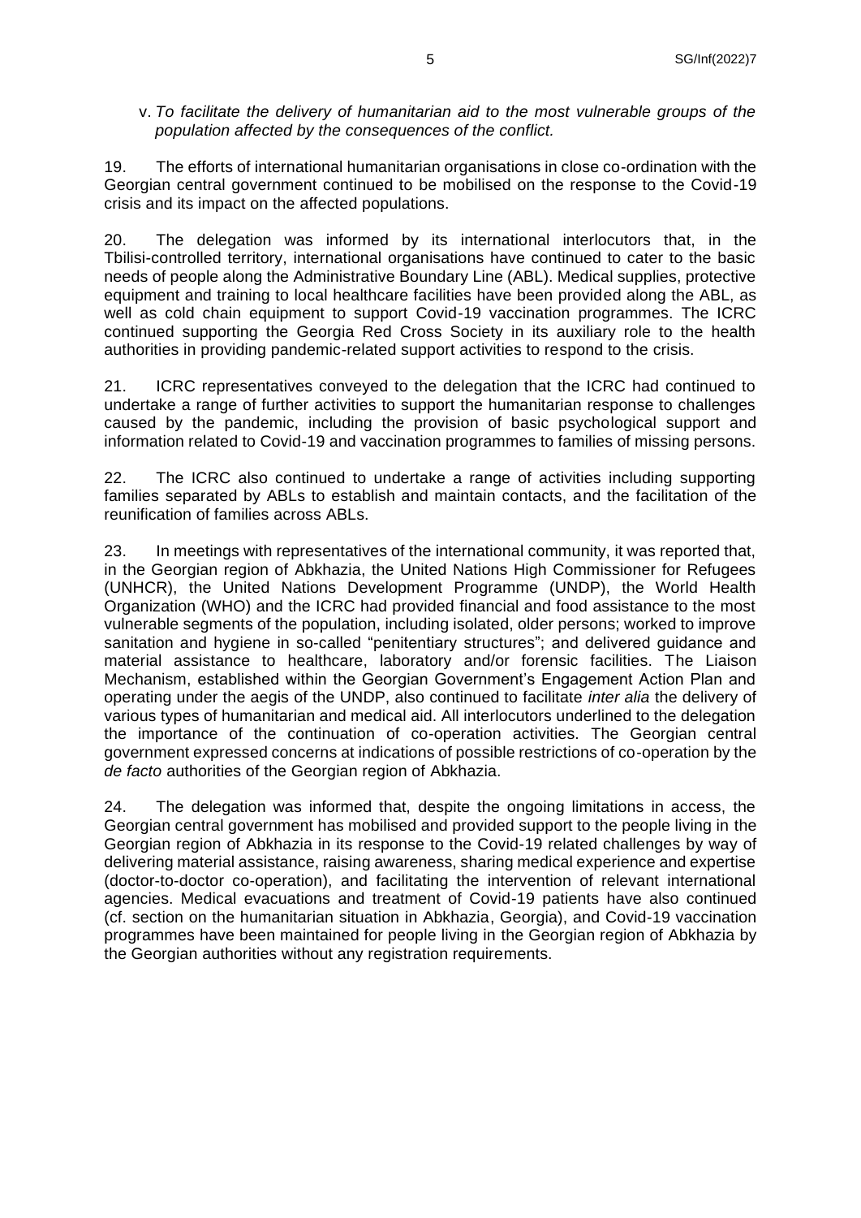v. *To facilitate the delivery of humanitarian aid to the most vulnerable groups of the population affected by the consequences of the conflict.*

19. The efforts of international humanitarian organisations in close co-ordination with the Georgian central government continued to be mobilised on the response to the Covid-19 crisis and its impact on the affected populations.

20. The delegation was informed by its international interlocutors that, in the Tbilisi-controlled territory, international organisations have continued to cater to the basic needs of people along the Administrative Boundary Line (ABL). Medical supplies, protective equipment and training to local healthcare facilities have been provided along the ABL, as well as cold chain equipment to support Covid-19 vaccination programmes. The ICRC continued supporting the Georgia Red Cross Society in its auxiliary role to the health authorities in providing pandemic-related support activities to respond to the crisis.

21. ICRC representatives conveyed to the delegation that the ICRC had continued to undertake a range of further activities to support the humanitarian response to challenges caused by the pandemic, including the provision of basic psychological support and information related to Covid-19 and vaccination programmes to families of missing persons.

22. The ICRC also continued to undertake a range of activities including supporting families separated by ABLs to establish and maintain contacts, and the facilitation of the reunification of families across ABLs.

23. In meetings with representatives of the international community, it was reported that, in the Georgian region of Abkhazia, the United Nations High Commissioner for Refugees (UNHCR), the United Nations Development Programme (UNDP), the World Health Organization (WHO) and the ICRC had provided financial and food assistance to the most vulnerable segments of the population, including isolated, older persons; worked to improve sanitation and hygiene in so-called "penitentiary structures"; and delivered guidance and material assistance to healthcare, laboratory and/or forensic facilities. The Liaison Mechanism, established within the Georgian Government's Engagement Action Plan and operating under the aegis of the UNDP, also continued to facilitate *inter alia* the delivery of various types of humanitarian and medical aid. All interlocutors underlined to the delegation the importance of the continuation of co-operation activities. The Georgian central government expressed concerns at indications of possible restrictions of co-operation by the *de facto* authorities of the Georgian region of Abkhazia.

24. The delegation was informed that, despite the ongoing limitations in access, the Georgian central government has mobilised and provided support to the people living in the Georgian region of Abkhazia in its response to the Covid-19 related challenges by way of delivering material assistance, raising awareness, sharing medical experience and expertise (doctor-to-doctor co-operation), and facilitating the intervention of relevant international agencies. Medical evacuations and treatment of Covid-19 patients have also continued (cf. section on the humanitarian situation in Abkhazia, Georgia), and Covid-19 vaccination programmes have been maintained for people living in the Georgian region of Abkhazia by the Georgian authorities without any registration requirements.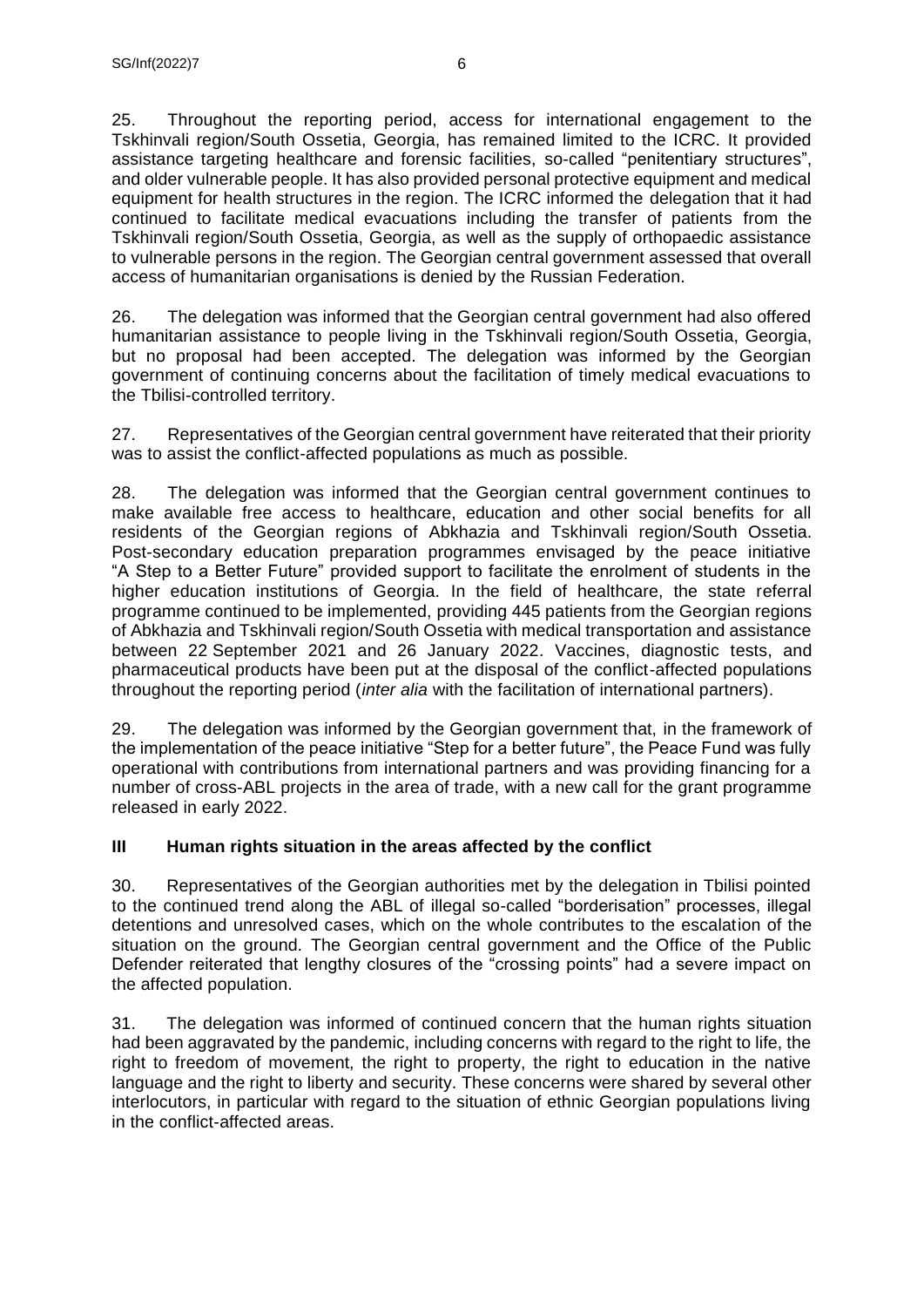25. Throughout the reporting period, access for international engagement to the Tskhinvali region/South Ossetia, Georgia, has remained limited to the ICRC. It provided assistance targeting healthcare and forensic facilities, so-called "penitentiary structures", and older vulnerable people. It has also provided personal protective equipment and medical equipment for health structures in the region. The ICRC informed the delegation that it had continued to facilitate medical evacuations including the transfer of patients from the Tskhinvali region/South Ossetia, Georgia, as well as the supply of orthopaedic assistance to vulnerable persons in the region. The Georgian central government assessed that overall access of humanitarian organisations is denied by the Russian Federation.

26. The delegation was informed that the Georgian central government had also offered humanitarian assistance to people living in the Tskhinvali region/South Ossetia, Georgia, but no proposal had been accepted. The delegation was informed by the Georgian government of continuing concerns about the facilitation of timely medical evacuations to the Tbilisi-controlled territory.

27. Representatives of the Georgian central government have reiterated that their priority was to assist the conflict-affected populations as much as possible.

28. The delegation was informed that the Georgian central government continues to make available free access to healthcare, education and other social benefits for all residents of the Georgian regions of Abkhazia and Tskhinvali region/South Ossetia. Post-secondary education preparation programmes envisaged by the peace initiative "A Step to a Better Future" provided support to facilitate the enrolment of students in the higher education institutions of Georgia. In the field of healthcare, the state referral programme continued to be implemented, providing 445 patients from the Georgian regions of Abkhazia and Tskhinvali region/South Ossetia with medical transportation and assistance between 22 September 2021 and 26 January 2022. Vaccines, diagnostic tests, and pharmaceutical products have been put at the disposal of the conflict-affected populations throughout the reporting period (*inter alia* with the facilitation of international partners).

29. The delegation was informed by the Georgian government that, in the framework of the implementation of the peace initiative "Step for a better future", the Peace Fund was fully operational with contributions from international partners and was providing financing for a number of cross-ABL projects in the area of trade, with a new call for the grant programme released in early 2022.

## III Human rights situation in the areas affected by the conflict

30. Representatives of the Georgian authorities met by the delegation in Tbilisi pointed to the continued trend along the ABL of illegal so-called "borderisation" processes, illegal detentions and unresolved cases, which on the whole contributes to the escalation of the situation on the ground. The Georgian central government and the Office of the Public Defender reiterated that lengthy closures of the "crossing points" had a severe impact on the affected population.

31. The delegation was informed of continued concern that the human rights situation had been aggravated by the pandemic, including concerns with regard to the right to life, the right to freedom of movement, the right to property, the right to education in the native language and the right to liberty and security. These concerns were shared by several other interlocutors, in particular with regard to the situation of ethnic Georgian populations living in the conflict-affected areas.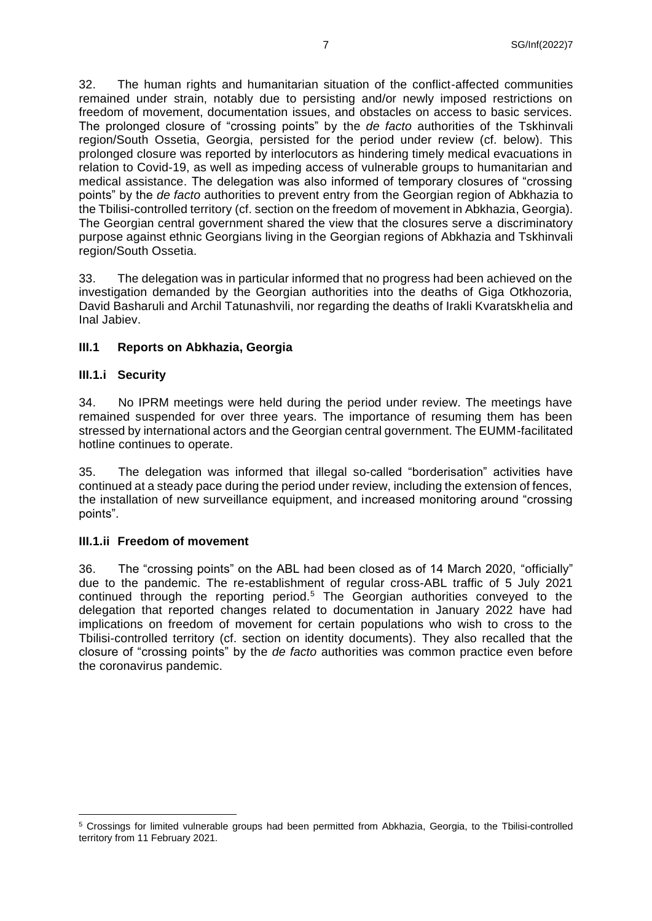32. The human rights and humanitarian situation of the conflict-affected communities remained under strain, notably due to persisting and/or newly imposed restrictions on freedom of movement, documentation issues, and obstacles on access to basic services. The prolonged closure of "crossing points" by the *de facto* authorities of the Tskhinvali region/South Ossetia, Georgia, persisted for the period under review (cf. below). This prolonged closure was reported by interlocutors as hindering timely medical evacuations in relation to Covid-19, as well as impeding access of vulnerable groups to humanitarian and medical assistance. The delegation was also informed of temporary closures of "crossing points" by the *de facto* authorities to prevent entry from the Georgian region of Abkhazia to the Tbilisi-controlled territory (cf. section on the freedom of movement in Abkhazia, Georgia). The Georgian central government shared the view that the closures serve a discriminatory purpose against ethnic Georgians living in the Georgian regions of Abkhazia and Tskhinvali region/South Ossetia.

33. The delegation was in particular informed that no progress had been achieved on the investigation demanded by the Georgian authorities into the deaths of Giga Otkhozoria, David Basharuli and Archil Tatunashvili, nor regarding the deaths of Irakli Kvaratskhelia and Inal Jabiev.

### III.1 Reports on Abkhazia, Georgia

#### III.1.i Security

34. No IPRM meetings were held during the period under review. The meetings have remained suspended for over three years. The importance of resuming them has been stressed by international actors and the Georgian central government. The EUMM-facilitated hotline continues to operate.

35. The delegation was informed that illegal so-called "borderisation" activities have continued at a steady pace during the period under review, including the extension of fences, the installation of new surveillance equipment, and increased monitoring around "crossing points".

#### III.1.ii Freedom of movement

36. The "crossing points" on the ABL had been closed as of 14 March 2020, "officially" due to the pandemic. The re-establishment of regular cross-ABL traffic of 5 July 2021 continued through the reporting period.[5] The Georgian authorities conveyed to the delegation that reported changes related to documentation in January 2022 have had implications on freedom of movement for certain populations who wish to cross to the Tbilisi-controlled territory (cf. section on identity documents). They also recalled that the closure of "crossing points" by the *de facto* authorities was common practice even before the coronavirus pandemic.

---

[5] Crossings for limited vulnerable groups had been permitted from Abkhazia, Georgia, to the Tbilisi-controlled territory from 11 February 2021.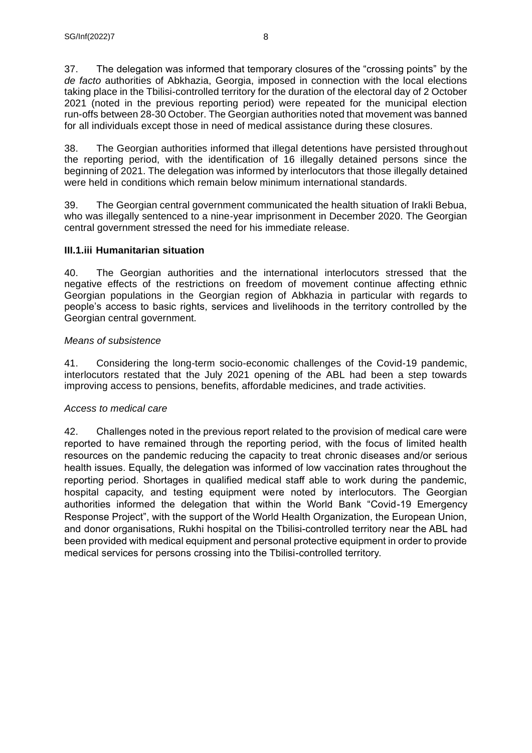37. The delegation was informed that temporary closures of the "crossing points" by the *de facto* authorities of Abkhazia, Georgia, imposed in connection with the local elections taking place in the Tbilisi-controlled territory for the duration of the electoral day of 2 October 2021 (noted in the previous reporting period) were repeated for the municipal election run-offs between 28-30 October. The Georgian authorities noted that movement was banned for all individuals except those in need of medical assistance during these closures.

38. The Georgian authorities informed that illegal detentions have persisted throughout the reporting period, with the identification of 16 illegally detained persons since the beginning of 2021. The delegation was informed by interlocutors that those illegally detained were held in conditions which remain below minimum international standards.

39. The Georgian central government communicated the health situation of Irakli Bebua, who was illegally sentenced to a nine-year imprisonment in December 2020. The Georgian central government stressed the need for his immediate release.

### III.1.iii Humanitarian situation

40. The Georgian authorities and the international interlocutors stressed that the negative effects of the restrictions on freedom of movement continue affecting ethnic Georgian populations in the Georgian region of Abkhazia in particular with regards to people's access to basic rights, services and livelihoods in the territory controlled by the Georgian central government.

*Means of subsistence*

41. Considering the long-term socio-economic challenges of the Covid-19 pandemic, interlocutors restated that the July 2021 opening of the ABL had been a step towards improving access to pensions, benefits, affordable medicines, and trade activities.

*Access to medical care*

42. Challenges noted in the previous report related to the provision of medical care were reported to have remained through the reporting period, with the focus of limited health resources on the pandemic reducing the capacity to treat chronic diseases and/or serious health issues. Equally, the delegation was informed of low vaccination rates throughout the reporting period. Shortages in qualified medical staff able to work during the pandemic, hospital capacity, and testing equipment were noted by interlocutors. The Georgian authorities informed the delegation that within the World Bank "Covid-19 Emergency Response Project", with the support of the World Health Organization, the European Union, and donor organisations, Rukhi hospital on the Tbilisi-controlled territory near the ABL had been provided with medical equipment and personal protective equipment in order to provide medical services for persons crossing into the Tbilisi-controlled territory.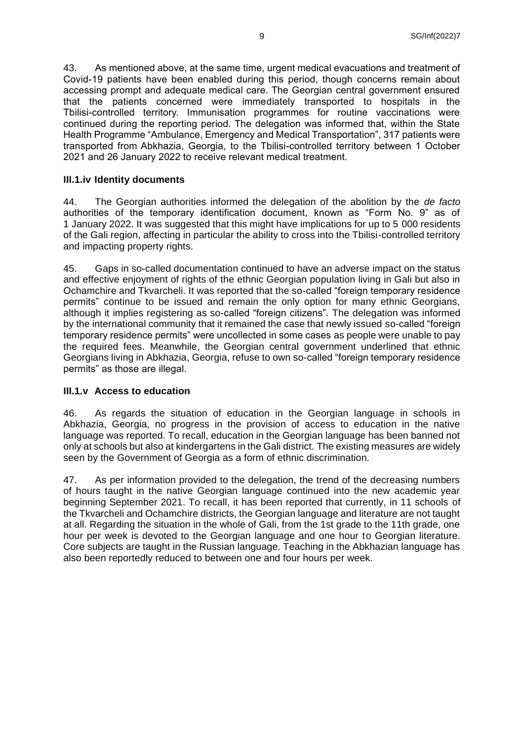43. As mentioned above, at the same time, urgent medical evacuations and treatment of Covid-19 patients have been enabled during this period, though concerns remain about accessing prompt and adequate medical care. The Georgian central government ensured that the patients concerned were immediately transported to hospitals in the Tbilisi-controlled territory. Immunisation programmes for routine vaccinations were continued during the reporting period. The delegation was informed that, within the State Health Programme "Ambulance, Emergency and Medical Transportation", 317 patients were transported from Abkhazia, Georgia, to the Tbilisi-controlled territory between 1 October 2021 and 26 January 2022 to receive relevant medical treatment.

### III.1.iv Identity documents

44. The Georgian authorities informed the delegation of the abolition by the *de facto* authorities of the temporary identification document, known as "Form No. 9" as of 1 January 2022. It was suggested that this might have implications for up to 5 000 residents of the Gali region, affecting in particular the ability to cross into the Tbilisi-controlled territory and impacting property rights.

45. Gaps in so-called documentation continued to have an adverse impact on the status and effective enjoyment of rights of the ethnic Georgian population living in Gali but also in Ochamchire and Tkvarcheli. It was reported that the so-called "foreign temporary residence permits" continue to be issued and remain the only option for many ethnic Georgians, although it implies registering as so-called "foreign citizens". The delegation was informed by the international community that it remained the case that newly issued so-called "foreign temporary residence permits" were uncollected in some cases as people were unable to pay the required fees. Meanwhile, the Georgian central government underlined that ethnic Georgians living in Abkhazia, Georgia, refuse to own so-called "foreign temporary residence permits" as those are illegal.

### III.1.v Access to education

46. As regards the situation of education in the Georgian language in schools in Abkhazia, Georgia, no progress in the provision of access to education in the native language was reported. To recall, education in the Georgian language has been banned not only at schools but also at kindergartens in the Gali district. The existing measures are widely seen by the Government of Georgia as a form of ethnic discrimination.

47. As per information provided to the delegation, the trend of the decreasing numbers of hours taught in the native Georgian language continued into the new academic year beginning September 2021. To recall, it has been reported that currently, in 11 schools of the Tkvarcheli and Ochamchire districts, the Georgian language and literature are not taught at all. Regarding the situation in the whole of Gali, from the 1st grade to the 11th grade, one hour per week is devoted to the Georgian language and one hour to Georgian literature. Core subjects are taught in the Russian language. Teaching in the Abkhazian language has also been reportedly reduced to between one and four hours per week.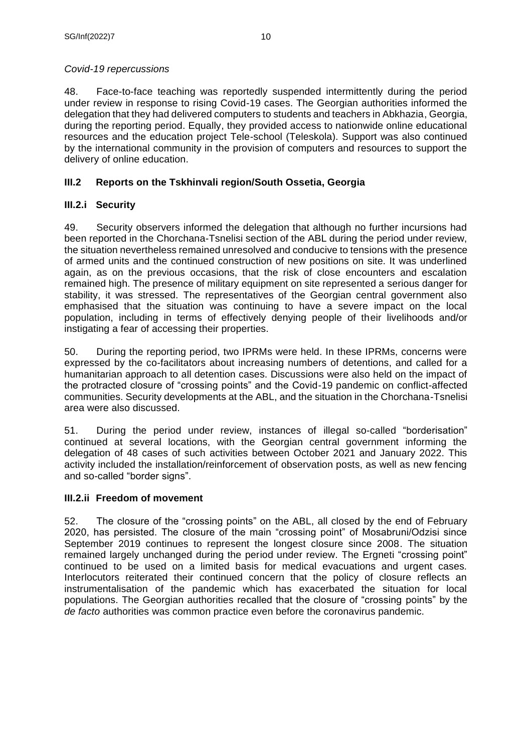*Covid-19 repercussions*

48. Face-to-face teaching was reportedly suspended intermittently during the period under review in response to rising Covid-19 cases. The Georgian authorities informed the delegation that they had delivered computers to students and teachers in Abkhazia, Georgia, during the reporting period. Equally, they provided access to nationwide online educational resources and the education project Tele-school (Teleskola). Support was also continued by the international community in the provision of computers and resources to support the delivery of online education.

## III.2 Reports on the Tskhinvali region/South Ossetia, Georgia

### III.2.i Security

49. Security observers informed the delegation that although no further incursions had been reported in the Chorchana-Tsnelisi section of the ABL during the period under review, the situation nevertheless remained unresolved and conducive to tensions with the presence of armed units and the continued construction of new positions on site. It was underlined again, as on the previous occasions, that the risk of close encounters and escalation remained high. The presence of military equipment on site represented a serious danger for stability, it was stressed. The representatives of the Georgian central government also emphasised that the situation was continuing to have a severe impact on the local population, including in terms of effectively denying people of their livelihoods and/or instigating a fear of accessing their properties.

50. During the reporting period, two IPRMs were held. In these IPRMs, concerns were expressed by the co-facilitators about increasing numbers of detentions, and called for a humanitarian approach to all detention cases. Discussions were also held on the impact of the protracted closure of "crossing points" and the Covid-19 pandemic on conflict-affected communities. Security developments at the ABL, and the situation in the Chorchana-Tsnelisi area were also discussed.

51. During the period under review, instances of illegal so-called "borderisation" continued at several locations, with the Georgian central government informing the delegation of 48 cases of such activities between October 2021 and January 2022. This activity included the installation/reinforcement of observation posts, as well as new fencing and so-called "border signs".

### III.2.ii Freedom of movement

52. The closure of the "crossing points" on the ABL, all closed by the end of February 2020, has persisted. The closure of the main "crossing point" of Mosabruni/Odzisi since September 2019 continues to represent the longest closure since 2008. The situation remained largely unchanged during the period under review. The Ergneti "crossing point" continued to be used on a limited basis for medical evacuations and urgent cases. Interlocutors reiterated their continued concern that the policy of closure reflects an instrumentalisation of the pandemic which has exacerbated the situation for local populations. The Georgian authorities recalled that the closure of "crossing points" by the *de facto* authorities was common practice even before the coronavirus pandemic.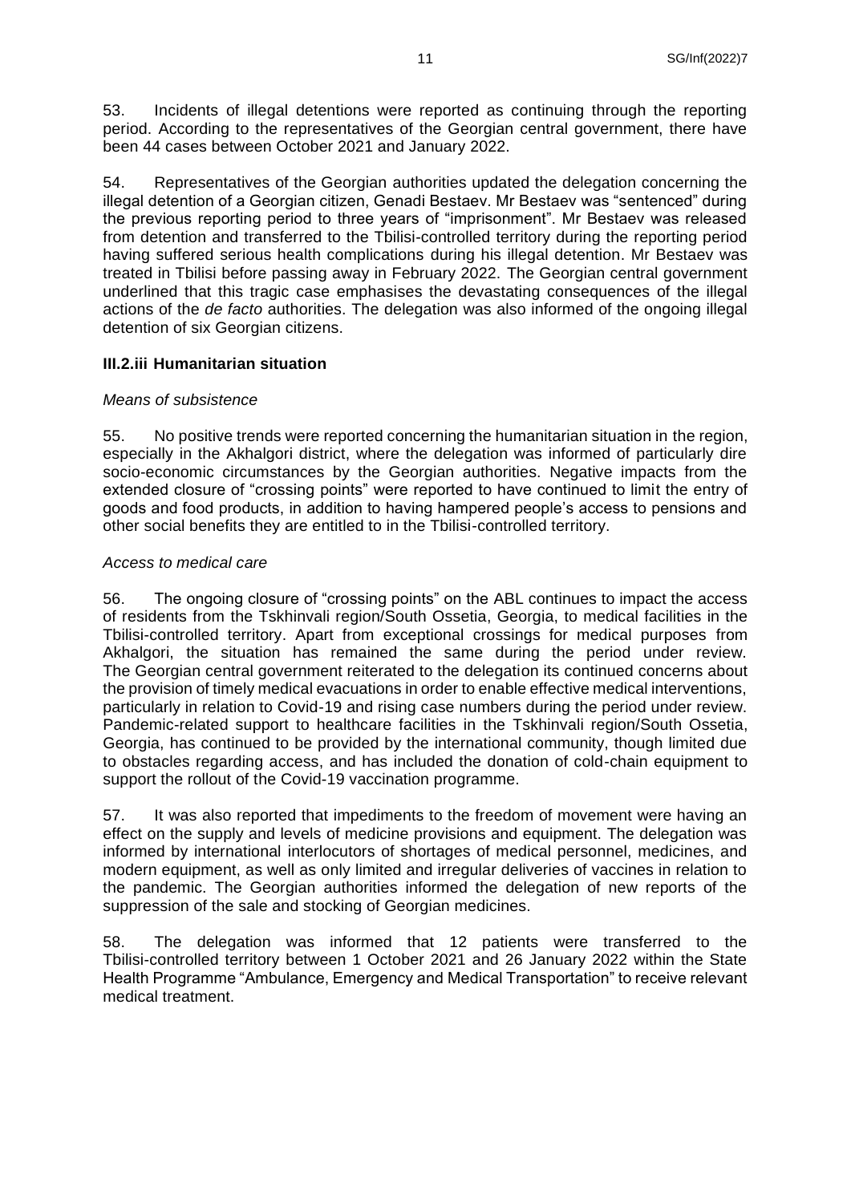53. Incidents of illegal detentions were reported as continuing through the reporting period. According to the representatives of the Georgian central government, there have been 44 cases between October 2021 and January 2022.

54. Representatives of the Georgian authorities updated the delegation concerning the illegal detention of a Georgian citizen, Genadi Bestaev. Mr Bestaev was "sentenced" during the previous reporting period to three years of "imprisonment". Mr Bestaev was released from detention and transferred to the Tbilisi-controlled territory during the reporting period having suffered serious health complications during his illegal detention. Mr Bestaev was treated in Tbilisi before passing away in February 2022. The Georgian central government underlined that this tragic case emphasises the devastating consequences of the illegal actions of the *de facto* authorities. The delegation was also informed of the ongoing illegal detention of six Georgian citizens.

### III.2.iii Humanitarian situation

*Means of subsistence*

55. No positive trends were reported concerning the humanitarian situation in the region, especially in the Akhalgori district, where the delegation was informed of particularly dire socio-economic circumstances by the Georgian authorities. Negative impacts from the extended closure of "crossing points" were reported to have continued to limit the entry of goods and food products, in addition to having hampered people's access to pensions and other social benefits they are entitled to in the Tbilisi-controlled territory.

*Access to medical care*

56. The ongoing closure of "crossing points" on the ABL continues to impact the access of residents from the Tskhinvali region/South Ossetia, Georgia, to medical facilities in the Tbilisi-controlled territory. Apart from exceptional crossings for medical purposes from Akhalgori, the situation has remained the same during the period under review. The Georgian central government reiterated to the delegation its continued concerns about the provision of timely medical evacuations in order to enable effective medical interventions, particularly in relation to Covid-19 and rising case numbers during the period under review. Pandemic-related support to healthcare facilities in the Tskhinvali region/South Ossetia, Georgia, has continued to be provided by the international community, though limited due to obstacles regarding access, and has included the donation of cold-chain equipment to support the rollout of the Covid-19 vaccination programme.

57. It was also reported that impediments to the freedom of movement were having an effect on the supply and levels of medicine provisions and equipment. The delegation was informed by international interlocutors of shortages of medical personnel, medicines, and modern equipment, as well as only limited and irregular deliveries of vaccines in relation to the pandemic. The Georgian authorities informed the delegation of new reports of the suppression of the sale and stocking of Georgian medicines.

58. The delegation was informed that 12 patients were transferred to the Tbilisi-controlled territory between 1 October 2021 and 26 January 2022 within the State Health Programme "Ambulance, Emergency and Medical Transportation" to receive relevant medical treatment.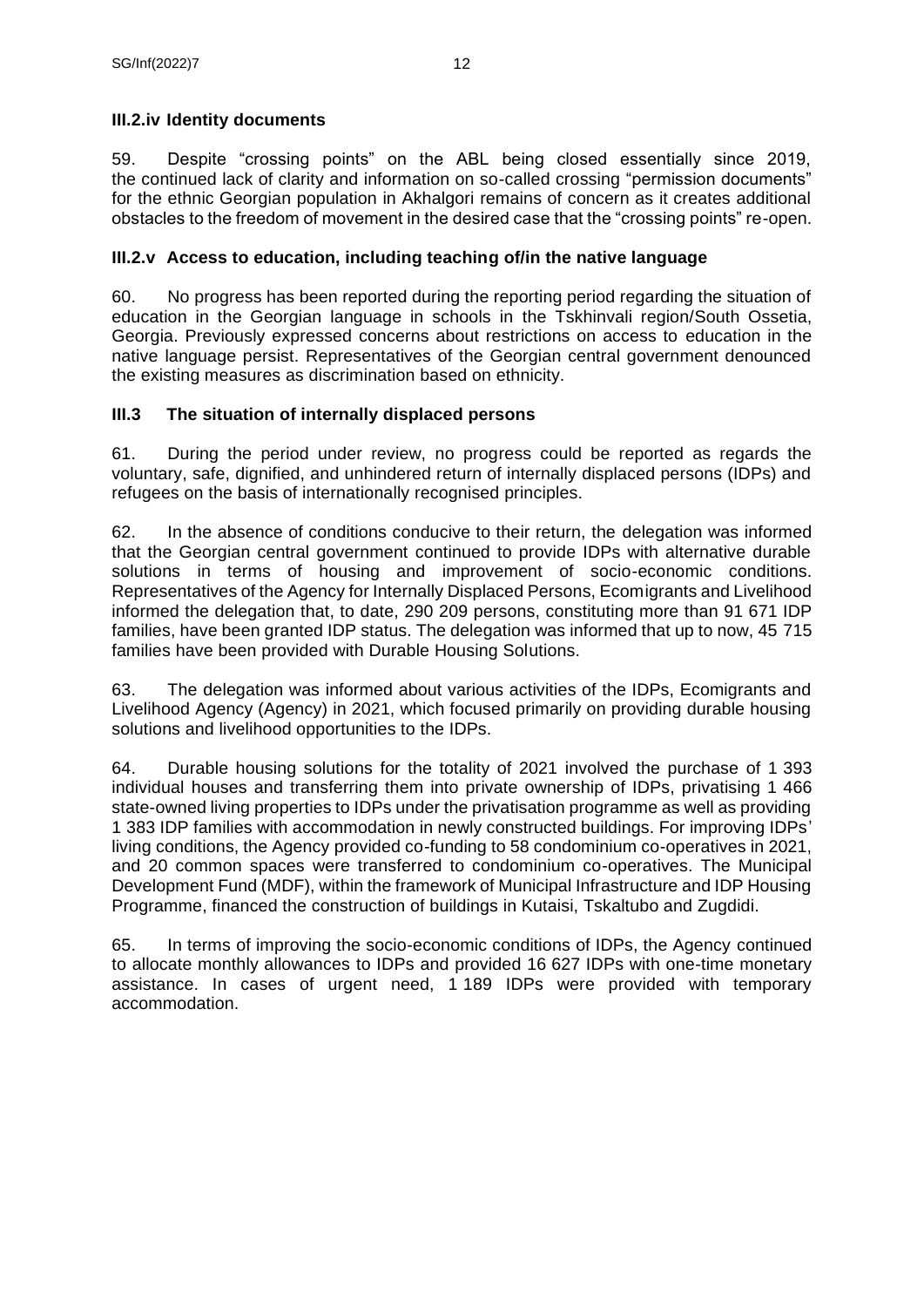### III.2.iv Identity documents

59. Despite "crossing points" on the ABL being closed essentially since 2019, the continued lack of clarity and information on so-called crossing "permission documents" for the ethnic Georgian population in Akhalgori remains of concern as it creates additional obstacles to the freedom of movement in the desired case that the "crossing points" re-open.

### III.2.v Access to education, including teaching of/in the native language

60. No progress has been reported during the reporting period regarding the situation of education in the Georgian language in schools in the Tskhinvali region/South Ossetia, Georgia. Previously expressed concerns about restrictions on access to education in the native language persist. Representatives of the Georgian central government denounced the existing measures as discrimination based on ethnicity.

### III.3 The situation of internally displaced persons

61. During the period under review, no progress could be reported as regards the voluntary, safe, dignified, and unhindered return of internally displaced persons (IDPs) and refugees on the basis of internationally recognised principles.

62. In the absence of conditions conducive to their return, the delegation was informed that the Georgian central government continued to provide IDPs with alternative durable solutions in terms of housing and improvement of socio-economic conditions. Representatives of the Agency for Internally Displaced Persons, Ecomigrants and Livelihood informed the delegation that, to date, 290 209 persons, constituting more than 91 671 IDP families, have been granted IDP status. The delegation was informed that up to now, 45 715 families have been provided with Durable Housing Solutions.

63. The delegation was informed about various activities of the IDPs, Ecomigrants and Livelihood Agency (Agency) in 2021, which focused primarily on providing durable housing solutions and livelihood opportunities to the IDPs.

64. Durable housing solutions for the totality of 2021 involved the purchase of 1 393 individual houses and transferring them into private ownership of IDPs, privatising 1 466 state-owned living properties to IDPs under the privatisation programme as well as providing 1 383 IDP families with accommodation in newly constructed buildings. For improving IDPs' living conditions, the Agency provided co-funding to 58 condominium co-operatives in 2021, and 20 common spaces were transferred to condominium co-operatives. The Municipal Development Fund (MDF), within the framework of Municipal Infrastructure and IDP Housing Programme, financed the construction of buildings in Kutaisi, Tskaltubo and Zugdidi.

65. In terms of improving the socio-economic conditions of IDPs, the Agency continued to allocate monthly allowances to IDPs and provided 16 627 IDPs with one-time monetary assistance. In cases of urgent need, 1 189 IDPs were provided with temporary accommodation.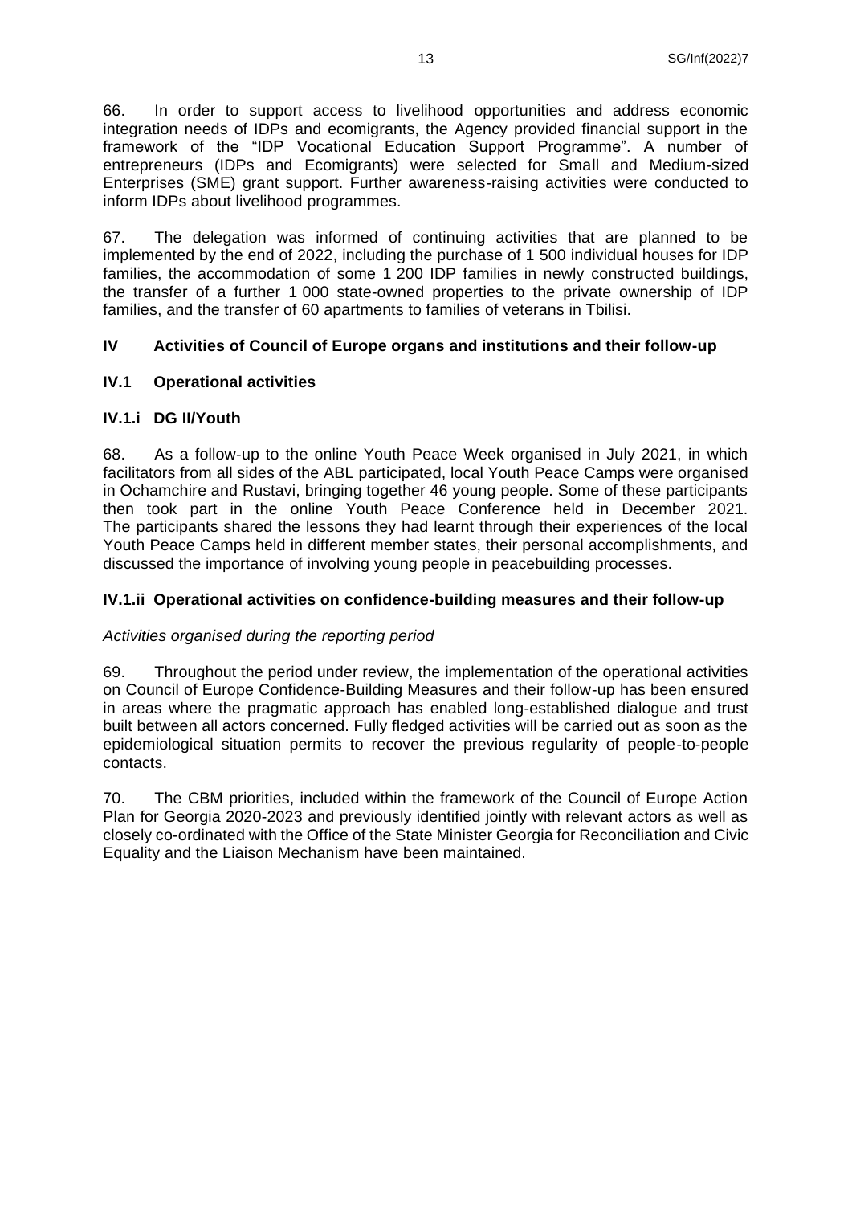66. In order to support access to livelihood opportunities and address economic integration needs of IDPs and ecomigrants, the Agency provided financial support in the framework of the "IDP Vocational Education Support Programme". A number of entrepreneurs (IDPs and Ecomigrants) were selected for Small and Medium-sized Enterprises (SME) grant support. Further awareness-raising activities were conducted to inform IDPs about livelihood programmes.

67. The delegation was informed of continuing activities that are planned to be implemented by the end of 2022, including the purchase of 1 500 individual houses for IDP families, the accommodation of some 1 200 IDP families in newly constructed buildings, the transfer of a further 1 000 state-owned properties to the private ownership of IDP families, and the transfer of 60 apartments to families of veterans in Tbilisi.

## IV Activities of Council of Europe organs and institutions and their follow-up

### IV.1 Operational activities

#### IV.1.i DG II/Youth

68. As a follow-up to the online Youth Peace Week organised in July 2021, in which facilitators from all sides of the ABL participated, local Youth Peace Camps were organised in Ochamchire and Rustavi, bringing together 46 young people. Some of these participants then took part in the online Youth Peace Conference held in December 2021. The participants shared the lessons they had learnt through their experiences of the local Youth Peace Camps held in different member states, their personal accomplishments, and discussed the importance of involving young people in peacebuilding processes.

#### IV.1.ii Operational activities on confidence-building measures and their follow-up

*Activities organised during the reporting period*

69. Throughout the period under review, the implementation of the operational activities on Council of Europe Confidence-Building Measures and their follow-up has been ensured in areas where the pragmatic approach has enabled long-established dialogue and trust built between all actors concerned. Fully fledged activities will be carried out as soon as the epidemiological situation permits to recover the previous regularity of people-to-people contacts.

70. The CBM priorities, included within the framework of the Council of Europe Action Plan for Georgia 2020-2023 and previously identified jointly with relevant actors as well as closely co-ordinated with the Office of the State Minister Georgia for Reconciliation and Civic Equality and the Liaison Mechanism have been maintained.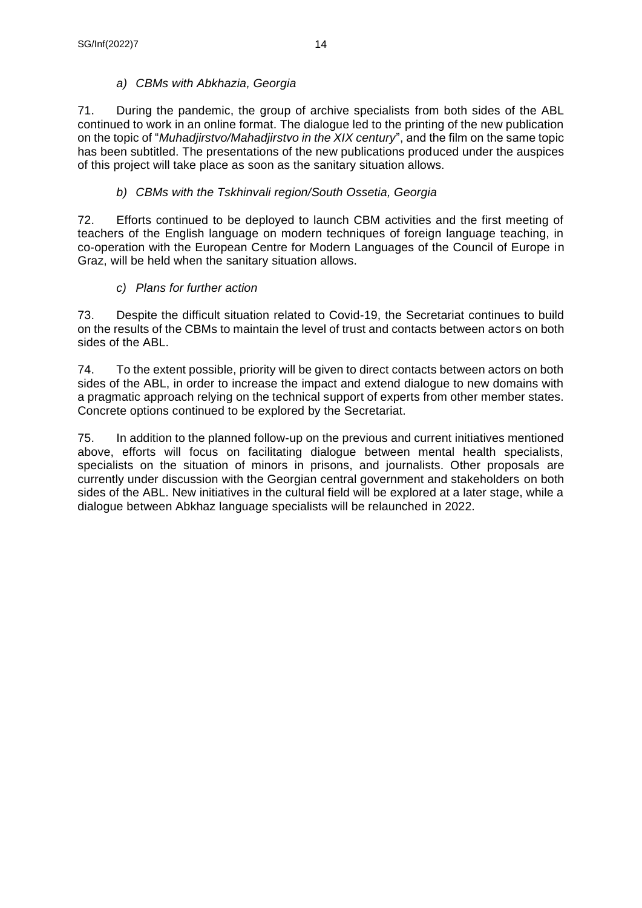*a) CBMs with Abkhazia, Georgia*

71. During the pandemic, the group of archive specialists from both sides of the ABL continued to work in an online format. The dialogue led to the printing of the new publication on the topic of "*Muhadjirstvo/Mahadjirstvo in the XIX century*", and the film on the same topic has been subtitled. The presentations of the new publications produced under the auspices of this project will take place as soon as the sanitary situation allows.

*b) CBMs with the Tskhinvali region/South Ossetia, Georgia*

72. Efforts continued to be deployed to launch CBM activities and the first meeting of teachers of the English language on modern techniques of foreign language teaching, in co-operation with the European Centre for Modern Languages of the Council of Europe in Graz, will be held when the sanitary situation allows.

*c) Plans for further action*

73. Despite the difficult situation related to Covid-19, the Secretariat continues to build on the results of the CBMs to maintain the level of trust and contacts between actors on both sides of the ABL.

74. To the extent possible, priority will be given to direct contacts between actors on both sides of the ABL, in order to increase the impact and extend dialogue to new domains with a pragmatic approach relying on the technical support of experts from other member states. Concrete options continued to be explored by the Secretariat.

75. In addition to the planned follow-up on the previous and current initiatives mentioned above, efforts will focus on facilitating dialogue between mental health specialists, specialists on the situation of minors in prisons, and journalists. Other proposals are currently under discussion with the Georgian central government and stakeholders on both sides of the ABL. New initiatives in the cultural field will be explored at a later stage, while a dialogue between Abkhaz language specialists will be relaunched in 2022.